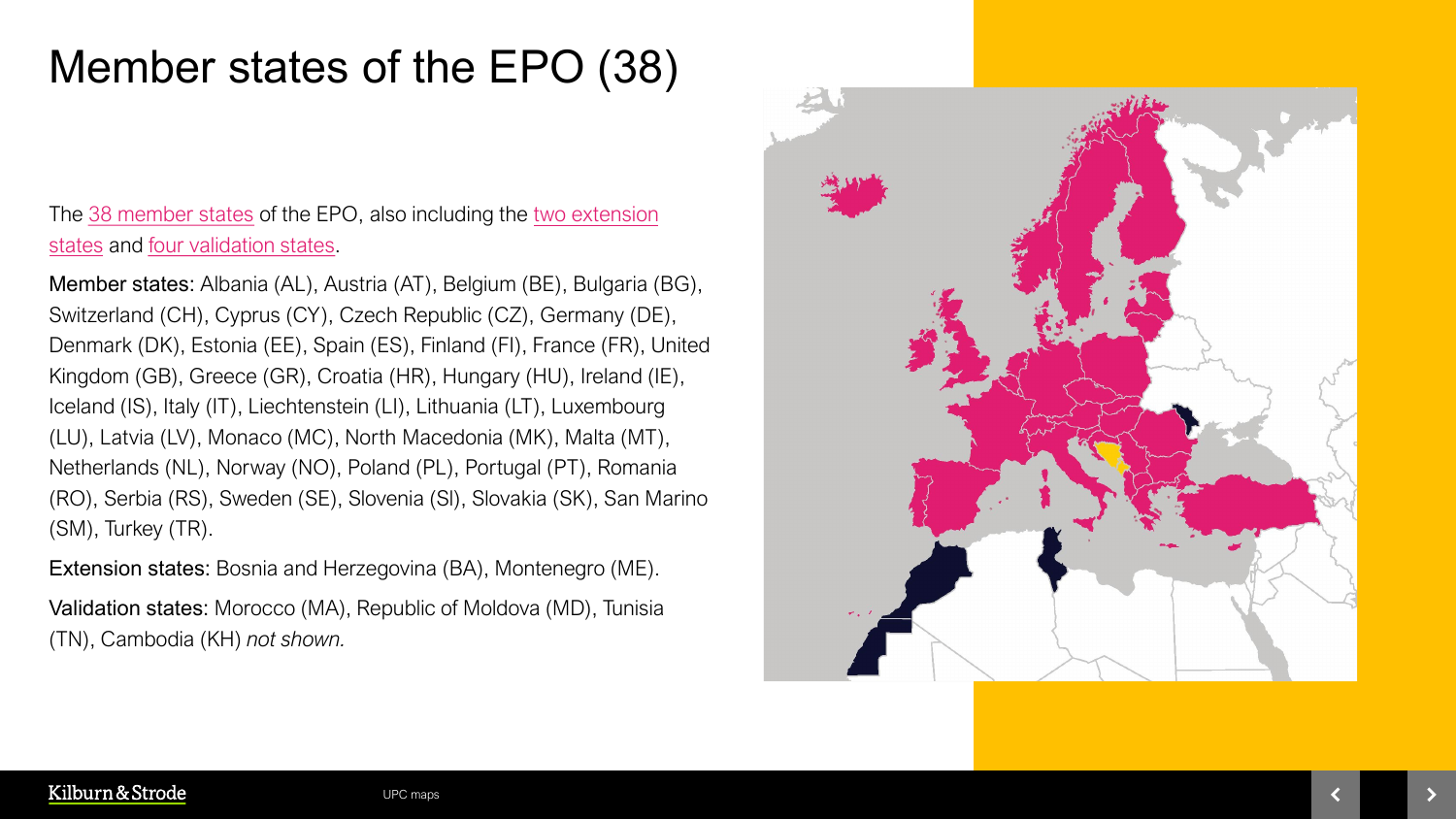# Member states of the EPO (38)

The 38 member states of the EPO, also including the two extension states and four validation states.

**Member states:** Albania (AL), Austria (AT), Belgium (BE), Bulgaria (BG), Switzerland (CH), Cyprus (CY), Czech Republic (CZ), Germany (DE), Denmark (DK), Estonia (EE), Spain (ES), Finland (FI), France (FR), United Kingdom (GB), Greece (GR), Croatia (HR), Hungary (HU), Ireland (IE), Iceland (IS), Italy (IT), Liechtenstein (LI), Lithuania (LT), Luxembourg (LU), Latvia (LV), Monaco (MC), North Macedonia (MK), Malta (MT), Netherlands (NL), Norway (NO), Poland (PL), Portugal (PT), Romania (RO), Serbia (RS), Sweden (SE), Slovenia (SI), Slovakia (SK), San Marino (SM), Turkey (TR).

**Extension states:** Bosnia and Herzegovina (BA), Montenegro (ME).

**Validation states:** Morocco (MA), Republic of Moldova (MD), Tunisia (TN), Cambodia (KH) *not shown.*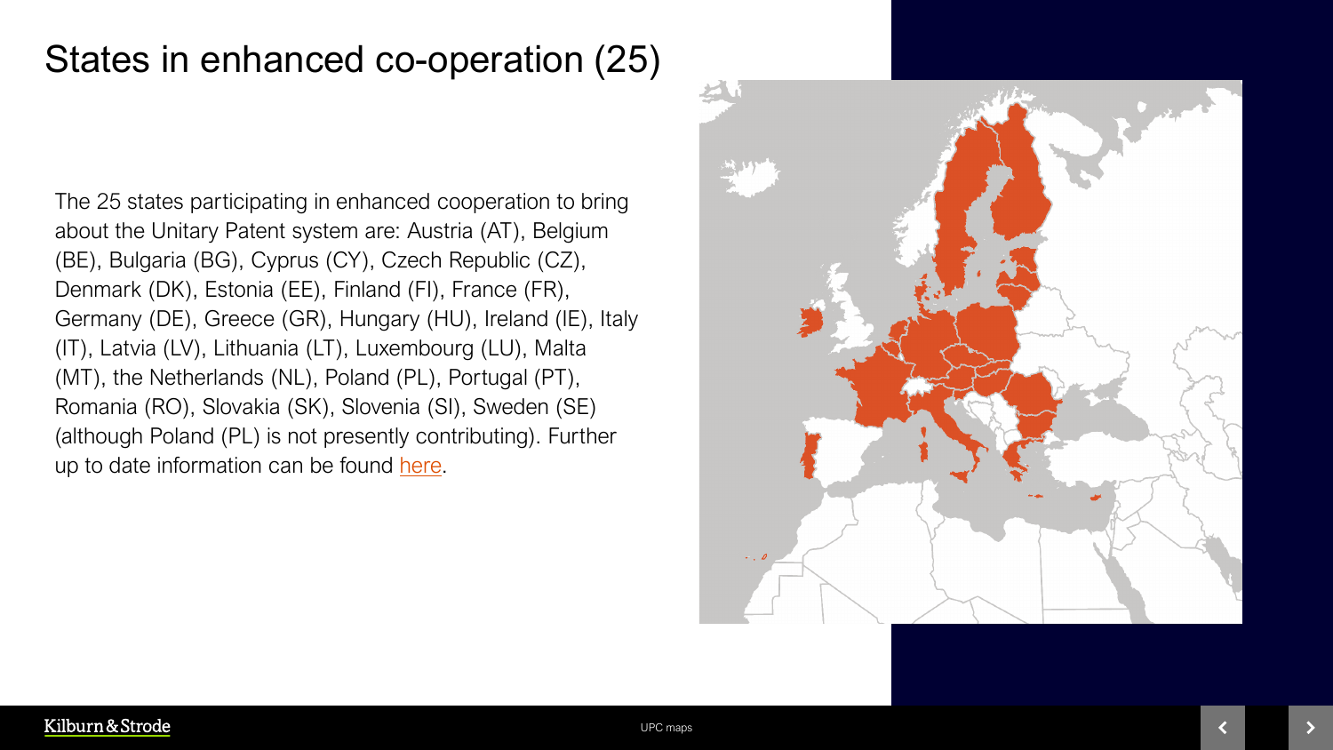# States in enhanced co-operation (25)

The 25 states participating in enhanced cooperation to bring about the Unitary Patent system are: Austria (AT), Belgium (BE), Bulgaria (BG), Cyprus (CY), Czech Republic (CZ), Denmark (DK), Estonia (EE), Finland (FI), France (FR), Germany (DE), Greece (GR), Hungary (HU), Ireland (IE), Italy (IT), Latvia (LV), Lithuania (LT), Luxembourg (LU), Malta (MT), the Netherlands (NL), Poland (PL), Portugal (PT), Romania (RO), Slovakia (SK), Slovenia (SI), Sweden (SE) (although Poland (PL) is not presently contributing). Further up to date information can be found here.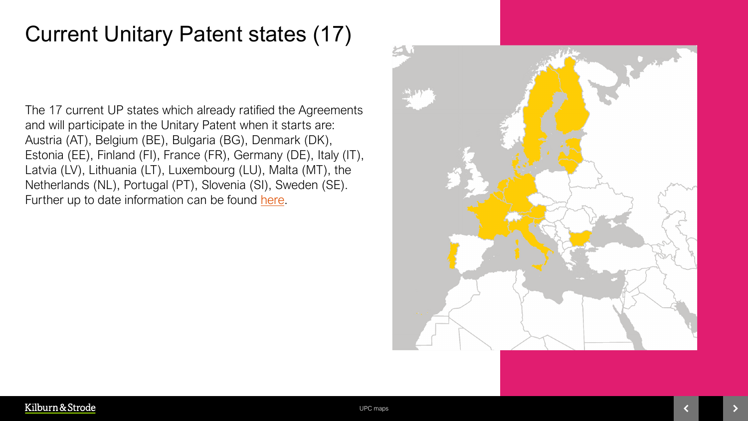# Current Unitary Patent states (17)

The 17 current UP states which already ratified the Agreements and will participate in the Unitary Patent when it starts are: Austria (AT), Belgium (BE), Bulgaria (BG), Denmark (DK), Estonia (EE), Finland (FI), France (FR), Germany (DE), Italy (IT), Latvia (LV), Lithuania (LT), Luxembourg (LU), Malta (MT), the Netherlands (NL), Portugal (PT), Slovenia (SI), Sweden (SE). Further up to date information can be found here.